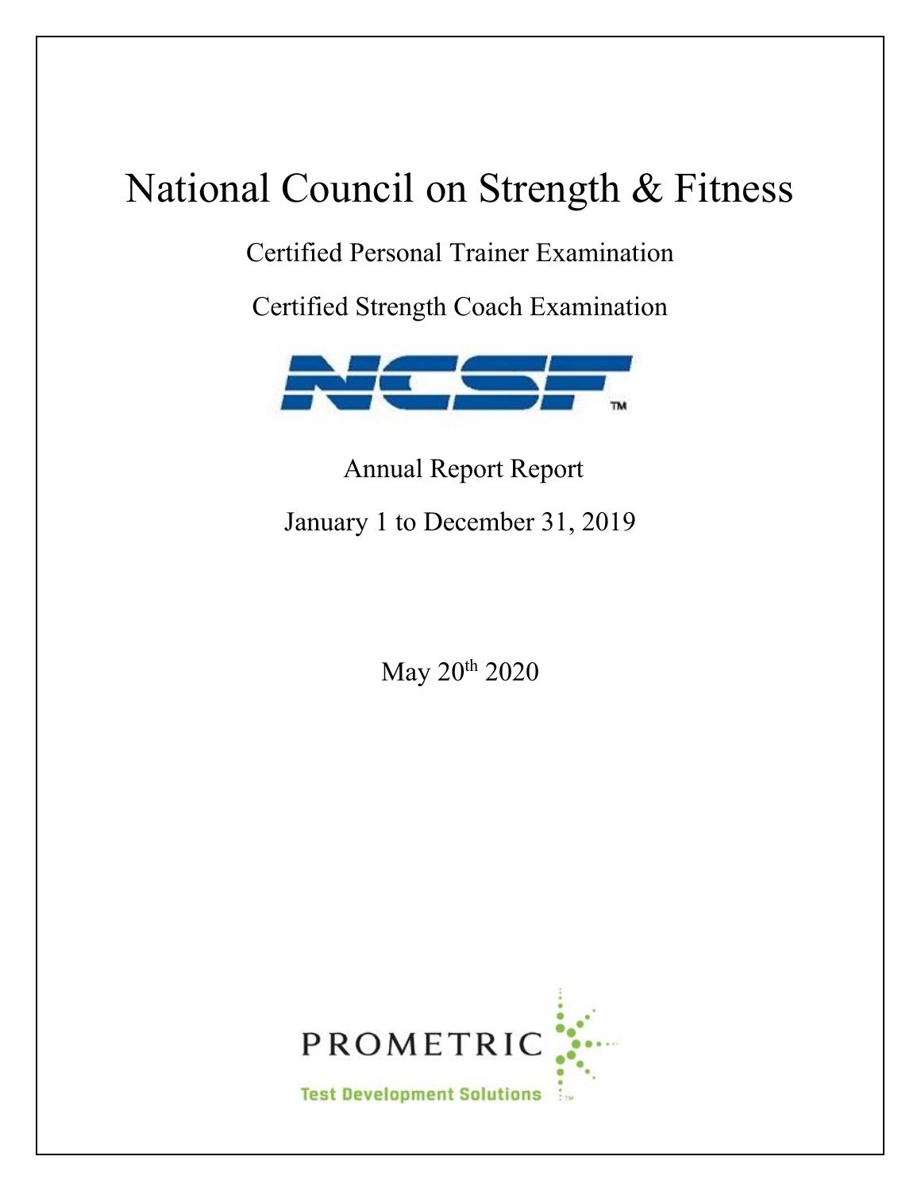# National Council on Strength & Fitness

Certified Personal Trainer Examination

Certified Strength Coach Examination

NCSF™

Annual Report Report

January 1 to December 31, 2019

May 20th 2020

PROMETRIC

Test Development Solutions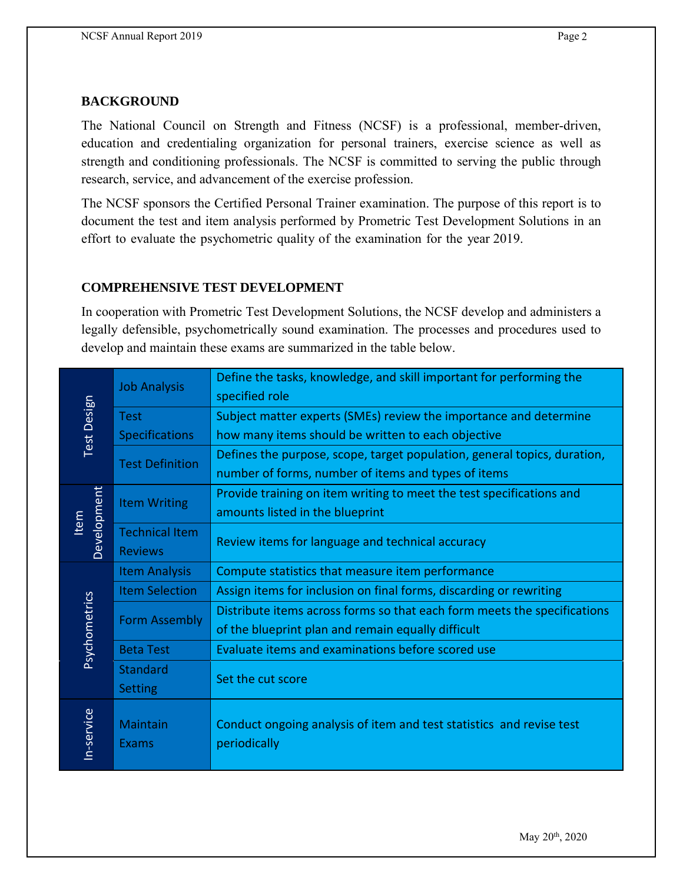## BACKGROUND

The National Council on Strength and Fitness (NCSF) is a professional, member-driven, education and credentialing organization for personal trainers, exercise science as well as strength and conditioning professionals. The NCSF is committed to serving the public through research, service, and advancement of the exercise profession.

The NCSF sponsors the Certified Personal Trainer examination. The purpose of this report is to document the test and item analysis performed by Prometric Test Development Solutions in an effort to evaluate the psychometric quality of the examination for the year 2019.

## COMPREHENSIVE TEST DEVELOPMENT

In cooperation with Prometric Test Development Solutions, the NCSF develop and administers a legally defensible, psychometrically sound examination. The processes and procedures used to develop and maintain these exams are summarized in the table below.

| Phase | Step | Description |
|---|---|---|
| Test Design | Job Analysis | Define the tasks, knowledge, and skill important for performing the specified role |
| | Test Specifications | Subject matter experts (SMEs) review the importance and determine how many items should be written to each objective |
| | Test Definition | Defines the purpose, scope, target population, general topics, duration, number of forms, number of items and types of items |
| Item Development | Item Writing | Provide training on item writing to meet the test specifications and amounts listed in the blueprint |
| | Technical Item Reviews | Review items for language and technical accuracy |
| Psychometrics | Item Analysis | Compute statistics that measure item performance |
| | Item Selection | Assign items for inclusion on final forms, discarding or rewriting |
| | Form Assembly | Distribute items across forms so that each form meets the specifications of the blueprint plan and remain equally difficult |
| | Beta Test | Evaluate items and examinations before scored use |
| | Standard Setting | Set the cut score |
| In-service | Maintain Exams | Conduct ongoing analysis of item and test statistics and revise test periodically |

May 20th, 2020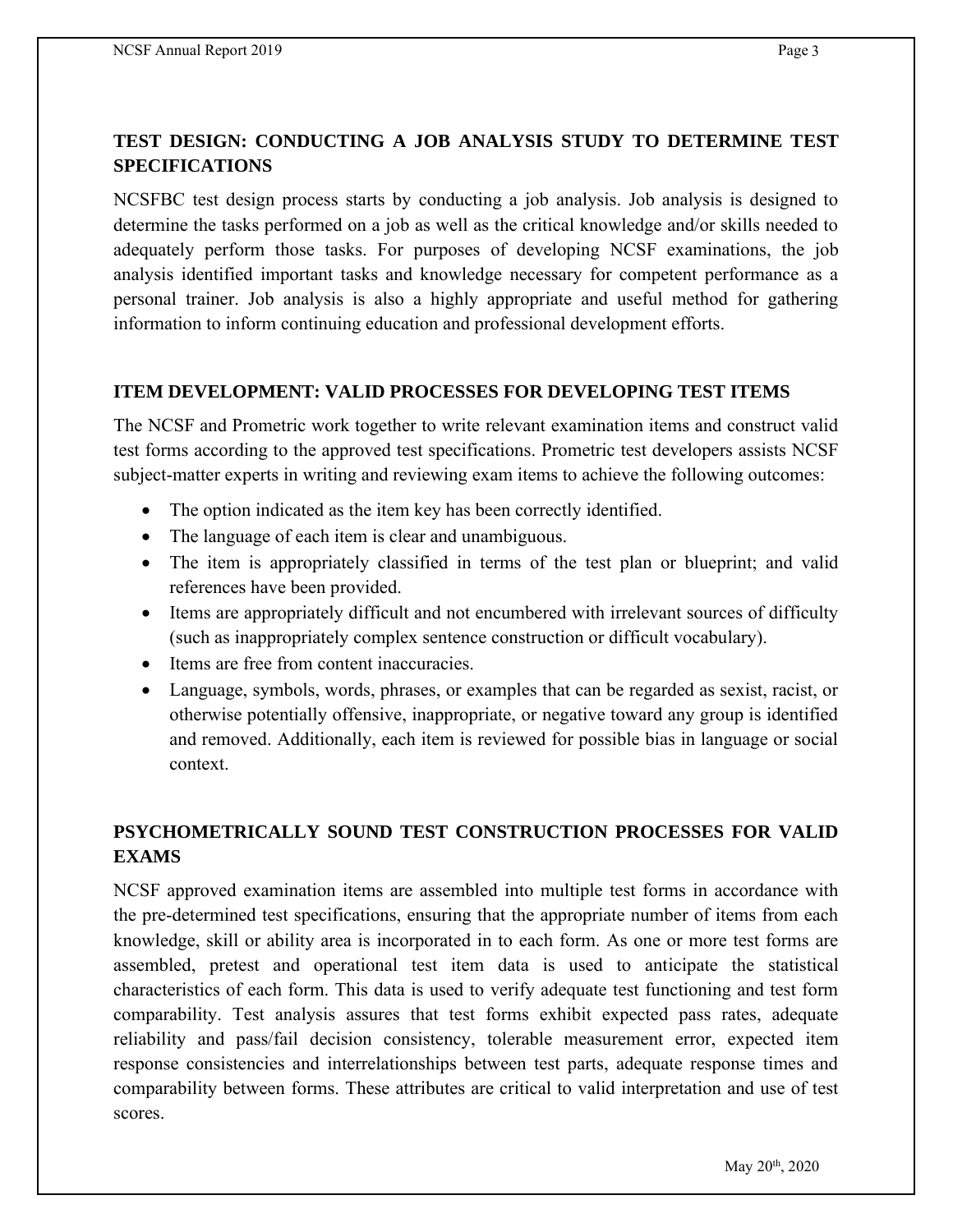## TEST DESIGN: CONDUCTING A JOB ANALYSIS STUDY TO DETERMINE TEST SPECIFICATIONS

NCSFBC test design process starts by conducting a job analysis. Job analysis is designed to determine the tasks performed on a job as well as the critical knowledge and/or skills needed to adequately perform those tasks. For purposes of developing NCSF examinations, the job analysis identified important tasks and knowledge necessary for competent performance as a personal trainer. Job analysis is also a highly appropriate and useful method for gathering information to inform continuing education and professional development efforts.

## ITEM DEVELOPMENT: VALID PROCESSES FOR DEVELOPING TEST ITEMS

The NCSF and Prometric work together to write relevant examination items and construct valid test forms according to the approved test specifications. Prometric test developers assists NCSF subject-matter experts in writing and reviewing exam items to achieve the following outcomes:

- The option indicated as the item key has been correctly identified.
- The language of each item is clear and unambiguous.
- The item is appropriately classified in terms of the test plan or blueprint; and valid references have been provided.
- Items are appropriately difficult and not encumbered with irrelevant sources of difficulty (such as inappropriately complex sentence construction or difficult vocabulary).
- Items are free from content inaccuracies.
- Language, symbols, words, phrases, or examples that can be regarded as sexist, racist, or otherwise potentially offensive, inappropriate, or negative toward any group is identified and removed. Additionally, each item is reviewed for possible bias in language or social context.

## PSYCHOMETRICALLY SOUND TEST CONSTRUCTION PROCESSES FOR VALID EXAMS

NCSF approved examination items are assembled into multiple test forms in accordance with the pre-determined test specifications, ensuring that the appropriate number of items from each knowledge, skill or ability area is incorporated in to each form. As one or more test forms are assembled, pretest and operational test item data is used to anticipate the statistical characteristics of each form. This data is used to verify adequate test functioning and test form comparability. Test analysis assures that test forms exhibit expected pass rates, adequate reliability and pass/fail decision consistency, tolerable measurement error, expected item response consistencies and interrelationships between test parts, adequate response times and comparability between forms. These attributes are critical to valid interpretation and use of test scores.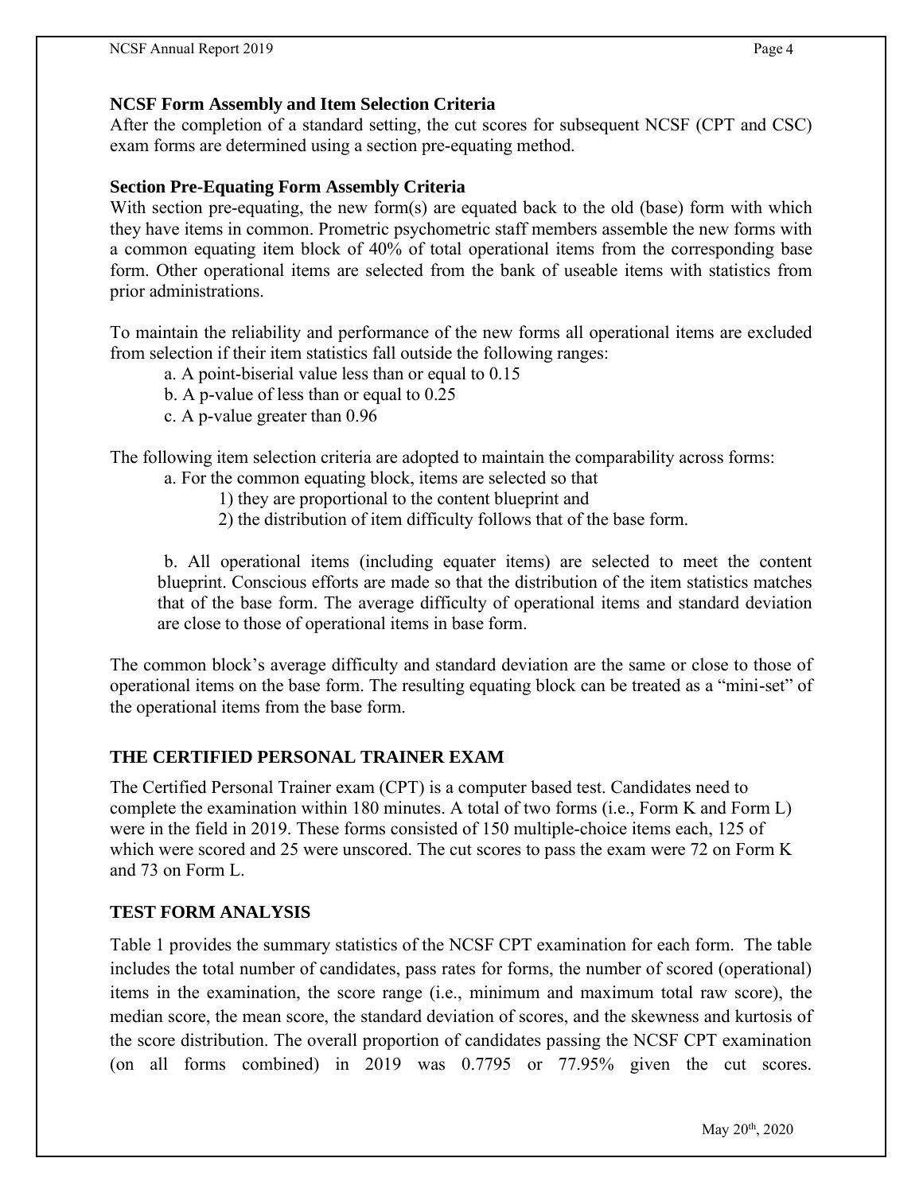## NCSF Form Assembly and Item Selection Criteria

After the completion of a standard setting, the cut scores for subsequent NCSF (CPT and CSC) exam forms are determined using a section pre-equating method.

### Section Pre-Equating Form Assembly Criteria

With section pre-equating, the new form(s) are equated back to the old (base) form with which they have items in common. Prometric psychometric staff members assemble the new forms with a common equating item block of 40% of total operational items from the corresponding base form. Other operational items are selected from the bank of useable items with statistics from prior administrations.

To maintain the reliability and performance of the new forms all operational items are excluded from selection if their item statistics fall outside the following ranges:

a. A point-biserial value less than or equal to 0.15
b. A p-value of less than or equal to 0.25
c. A p-value greater than 0.96

The following item selection criteria are adopted to maintain the comparability across forms:

a. For the common equating block, items are selected so that
  1) they are proportional to the content blueprint and
  2) the distribution of item difficulty follows that of the base form.

b. All operational items (including equater items) are selected to meet the content blueprint. Conscious efforts are made so that the distribution of the item statistics matches that of the base form. The average difficulty of operational items and standard deviation are close to those of operational items in base form.

The common block's average difficulty and standard deviation are the same or close to those of operational items on the base form. The resulting equating block can be treated as a "mini-set" of the operational items from the base form.

## THE CERTIFIED PERSONAL TRAINER EXAM

The Certified Personal Trainer exam (CPT) is a computer based test. Candidates need to complete the examination within 180 minutes. A total of two forms (i.e., Form K and Form L) were in the field in 2019. These forms consisted of 150 multiple-choice items each, 125 of which were scored and 25 were unscored. The cut scores to pass the exam were 72 on Form K and 73 on Form L.

## TEST FORM ANALYSIS

Table 1 provides the summary statistics of the NCSF CPT examination for each form. The table includes the total number of candidates, pass rates for forms, the number of scored (operational) items in the examination, the score range (i.e., minimum and maximum total raw score), the median score, the mean score, the standard deviation of scores, and the skewness and kurtosis of the score distribution. The overall proportion of candidates passing the NCSF CPT examination (on all forms combined) in 2019 was 0.7795 or 77.95% given the cut scores.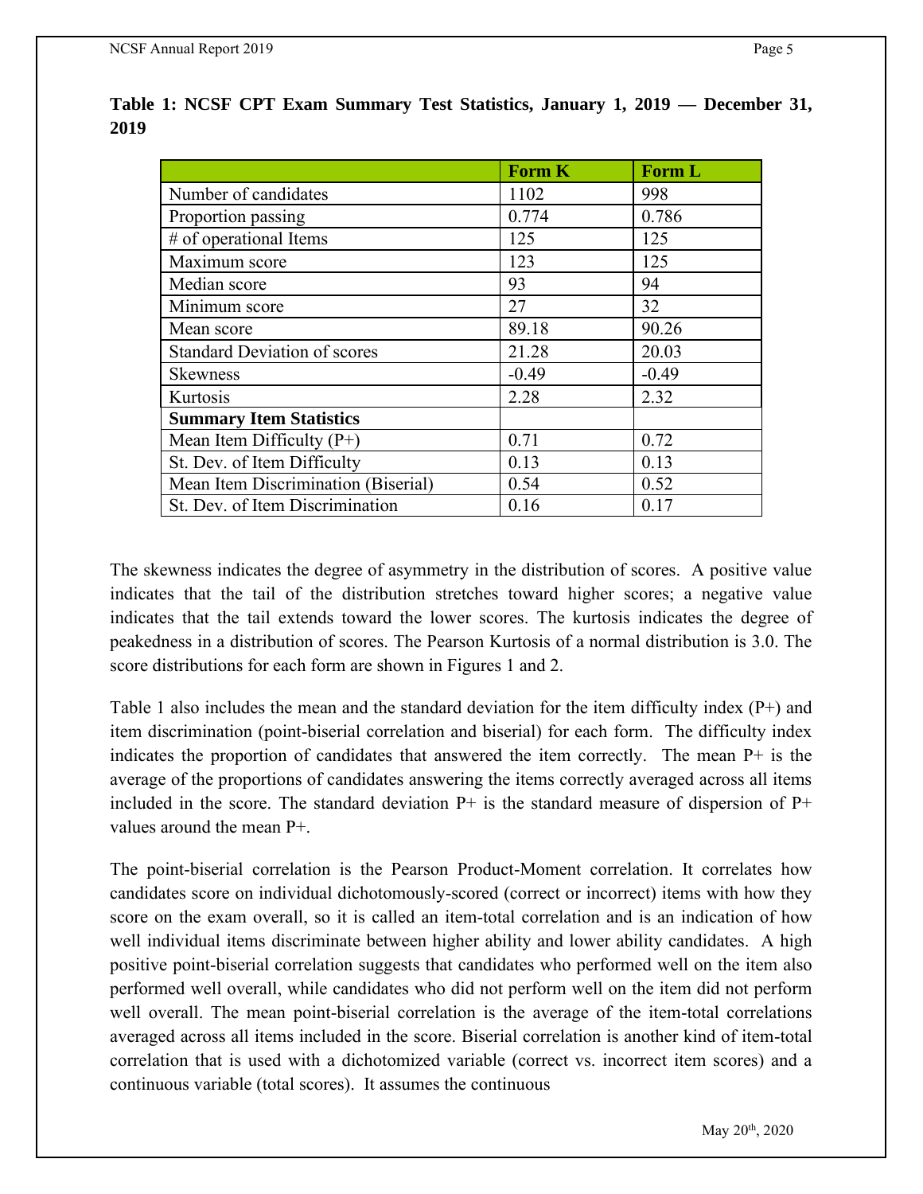**Table 1: NCSF CPT Exam Summary Test Statistics, January 1, 2019 — December 31, 2019**

| | Form K | Form L |
|---|---|---|
| Number of candidates | 1102 | 998 |
| Proportion passing | 0.774 | 0.786 |
| # of operational Items | 125 | 125 |
| Maximum score | 123 | 125 |
| Median score | 93 | 94 |
| Minimum score | 27 | 32 |
| Mean score | 89.18 | 90.26 |
| Standard Deviation of scores | 21.28 | 20.03 |
| Skewness | -0.49 | -0.49 |
| Kurtosis | 2.28 | 2.32 |
| **Summary Item Statistics** | | |
| Mean Item Difficulty (P+) | 0.71 | 0.72 |
| St. Dev. of Item Difficulty | 0.13 | 0.13 |
| Mean Item Discrimination (Biserial) | 0.54 | 0.52 |
| St. Dev. of Item Discrimination | 0.16 | 0.17 |

The skewness indicates the degree of asymmetry in the distribution of scores. A positive value indicates that the tail of the distribution stretches toward higher scores; a negative value indicates that the tail extends toward the lower scores. The kurtosis indicates the degree of peakedness in a distribution of scores. The Pearson Kurtosis of a normal distribution is 3.0. The score distributions for each form are shown in Figures 1 and 2.

Table 1 also includes the mean and the standard deviation for the item difficulty index (P+) and item discrimination (point-biserial correlation and biserial) for each form. The difficulty index indicates the proportion of candidates that answered the item correctly. The mean P+ is the average of the proportions of candidates answering the items correctly averaged across all items included in the score. The standard deviation P+ is the standard measure of dispersion of P+ values around the mean P+.

The point-biserial correlation is the Pearson Product-Moment correlation. It correlates how candidates score on individual dichotomously-scored (correct or incorrect) items with how they score on the exam overall, so it is called an item-total correlation and is an indication of how well individual items discriminate between higher ability and lower ability candidates. A high positive point-biserial correlation suggests that candidates who performed well on the item also performed well overall, while candidates who did not perform well on the item did not perform well overall. The mean point-biserial correlation is the average of the item-total correlations averaged across all items included in the score. Biserial correlation is another kind of item-total correlation that is used with a dichotomized variable (correct vs. incorrect item scores) and a continuous variable (total scores). It assumes the continuous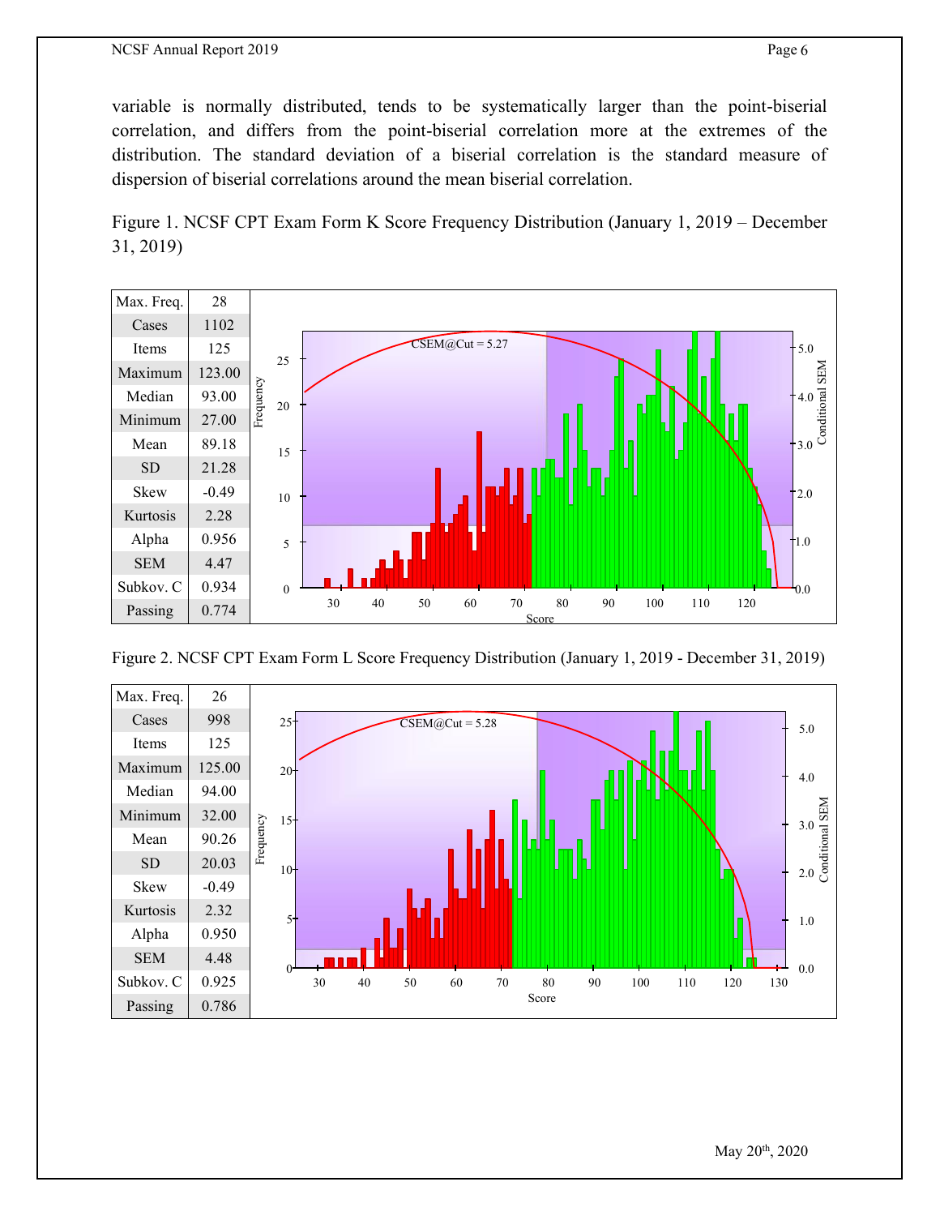variable is normally distributed, tends to be systematically larger than the point-biserial correlation, and differs from the point-biserial correlation more at the extremes of the distribution. The standard deviation of a biserial correlation is the standard measure of dispersion of biserial correlations around the mean biserial correlation.

Figure 1. NCSF CPT Exam Form K Score Frequency Distribution (January 1, 2019 – December 31, 2019)

| Statistic | Value |
| --- | --- |
| Max. Freq. | 28 |
| Cases | 1102 |
| Items | 125 |
| Maximum | 123.00 |
| Median | 93.00 |
| Minimum | 27.00 |
| Mean | 89.18 |
| SD | 21.28 |
| Skew | -0.49 |
| Kurtosis | 2.28 |
| Alpha | 0.956 |
| SEM | 4.47 |
| Subkov. C | 0.934 |
| Passing | 0.774 |

CSEM@Cut = 5.27

Figure 2. NCSF CPT Exam Form L Score Frequency Distribution (January 1, 2019 - December 31, 2019)

| Statistic | Value |
| --- | --- |
| Max. Freq. | 26 |
| Cases | 998 |
| Items | 125 |
| Maximum | 125.00 |
| Median | 94.00 |
| Minimum | 32.00 |
| Mean | 90.26 |
| SD | 20.03 |
| Skew | -0.49 |
| Kurtosis | 2.32 |
| Alpha | 0.950 |
| SEM | 4.48 |
| Subkov. C | 0.925 |
| Passing | 0.786 |

CSEM@Cut = 5.28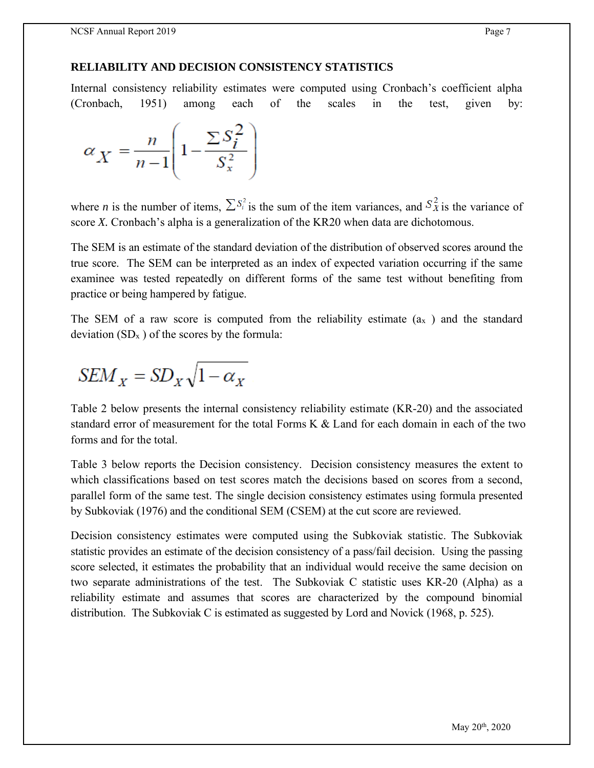## RELIABILITY AND DECISION CONSISTENCY STATISTICS

Internal consistency reliability estimates were computed using Cronbach's coefficient alpha (Cronbach, 1951) among each of the scales in the test, given by:

$$\alpha_X = \frac{n}{n-1}\left(1 - \frac{\sum S_i^2}{S_x^2}\right)$$

where *n* is the number of items, $\sum S_i^2$ is the sum of the item variances, and $S_X^2$ is the variance of score *X*. Cronbach's alpha is a generalization of the KR20 when data are dichotomous.

The SEM is an estimate of the standard deviation of the distribution of observed scores around the true score. The SEM can be interpreted as an index of expected variation occurring if the same examinee was tested repeatedly on different forms of the same test without benefiting from practice or being hampered by fatigue.

The SEM of a raw score is computed from the reliability estimate ($a_x$ ) and the standard deviation ($SD_x$ ) of the scores by the formula:

$$SEM_X = SD_X\sqrt{1 - \alpha_X}$$

Table 2 below presents the internal consistency reliability estimate (KR-20) and the associated standard error of measurement for the total Forms K & Land for each domain in each of the two forms and for the total.

Table 3 below reports the Decision consistency. Decision consistency measures the extent to which classifications based on test scores match the decisions based on scores from a second, parallel form of the same test. The single decision consistency estimates using formula presented by Subkoviak (1976) and the conditional SEM (CSEM) at the cut score are reviewed.

Decision consistency estimates were computed using the Subkoviak statistic. The Subkoviak statistic provides an estimate of the decision consistency of a pass/fail decision. Using the passing score selected, it estimates the probability that an individual would receive the same decision on two separate administrations of the test. The Subkoviak C statistic uses KR-20 (Alpha) as a reliability estimate and assumes that scores are characterized by the compound binomial distribution. The Subkoviak C is estimated as suggested by Lord and Novick (1968, p. 525).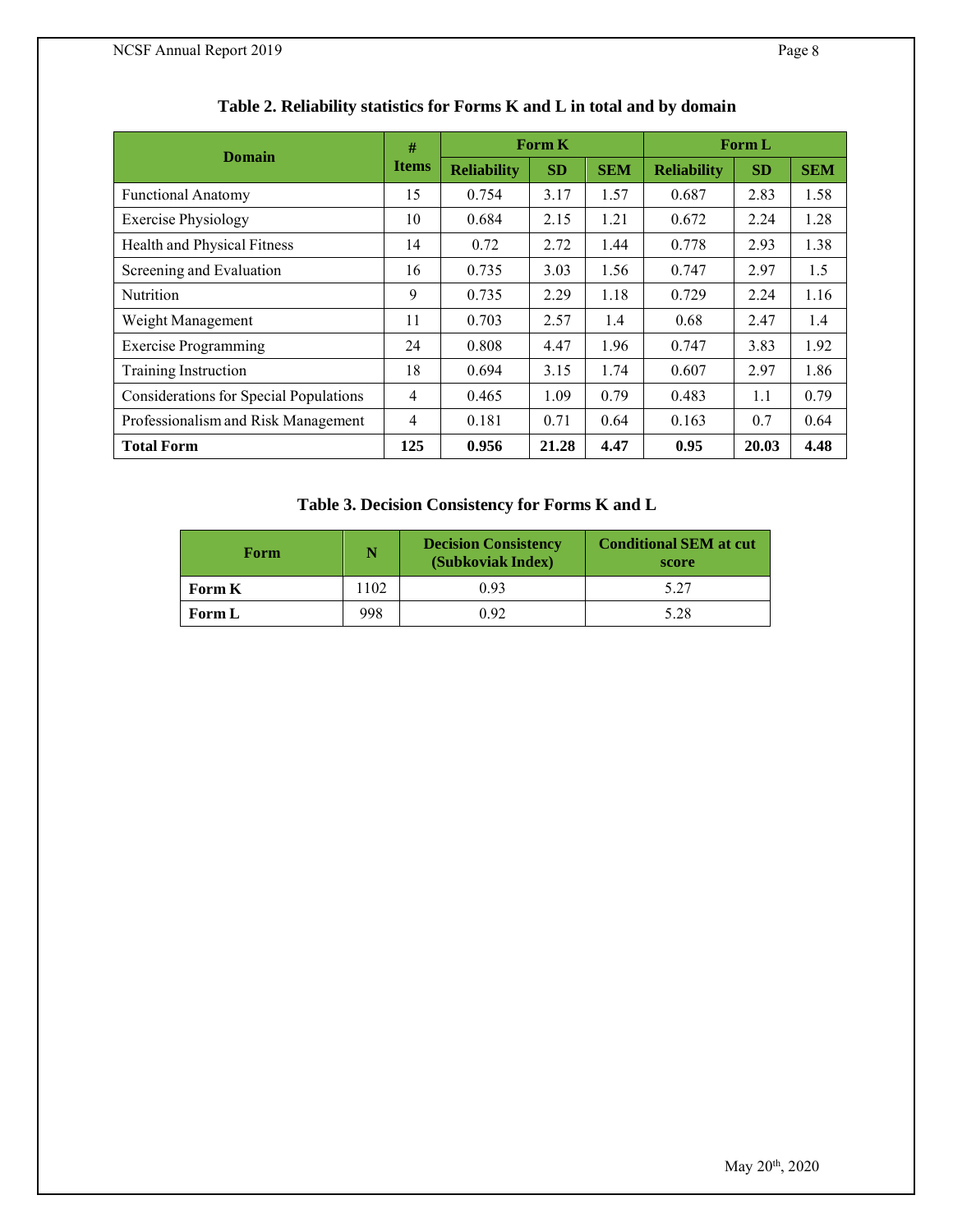**Table 2. Reliability statistics for Forms K and L in total and by domain**

| Domain | # Items | Form K | | | Form L | | |
|---|---|---|---|---|---|---|---|
| | | Reliability | SD | SEM | Reliability | SD | SEM |
| Functional Anatomy | 15 | 0.754 | 3.17 | 1.57 | 0.687 | 2.83 | 1.58 |
| Exercise Physiology | 10 | 0.684 | 2.15 | 1.21 | 0.672 | 2.24 | 1.28 |
| Health and Physical Fitness | 14 | 0.72 | 2.72 | 1.44 | 0.778 | 2.93 | 1.38 |
| Screening and Evaluation | 16 | 0.735 | 3.03 | 1.56 | 0.747 | 2.97 | 1.5 |
| Nutrition | 9 | 0.735 | 2.29 | 1.18 | 0.729 | 2.24 | 1.16 |
| Weight Management | 11 | 0.703 | 2.57 | 1.4 | 0.68 | 2.47 | 1.4 |
| Exercise Programming | 24 | 0.808 | 4.47 | 1.96 | 0.747 | 3.83 | 1.92 |
| Training Instruction | 18 | 0.694 | 3.15 | 1.74 | 0.607 | 2.97 | 1.86 |
| Considerations for Special Populations | 4 | 0.465 | 1.09 | 0.79 | 0.483 | 1.1 | 0.79 |
| Professionalism and Risk Management | 4 | 0.181 | 0.71 | 0.64 | 0.163 | 0.7 | 0.64 |
| **Total Form** | **125** | **0.956** | **21.28** | **4.47** | **0.95** | **20.03** | **4.48** |

**Table 3. Decision Consistency for Forms K and L**

| Form | N | Decision Consistency (Subkoviak Index) | Conditional SEM at cut score |
|---|---|---|---|
| **Form K** | 1102 | 0.93 | 5.27 |
| **Form L** | 998 | 0.92 | 5.28 |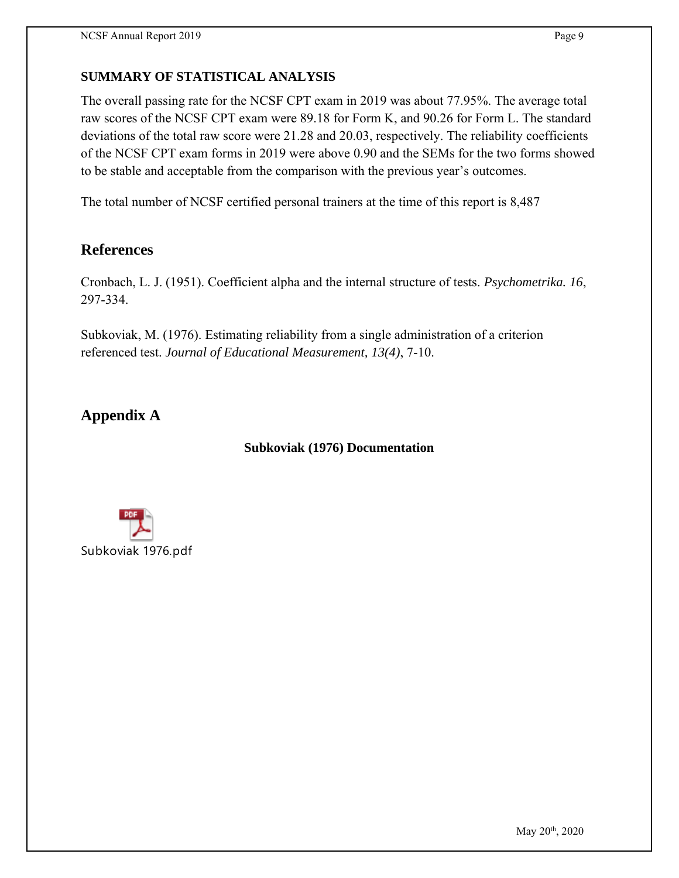**SUMMARY OF STATISTICAL ANALYSIS**

The overall passing rate for the NCSF CPT exam in 2019 was about 77.95%. The average total raw scores of the NCSF CPT exam were 89.18 for Form K, and 90.26 for Form L. The standard deviations of the total raw score were 21.28 and 20.03, respectively. The reliability coefficients of the NCSF CPT exam forms in 2019 were above 0.90 and the SEMs for the two forms showed to be stable and acceptable from the comparison with the previous year's outcomes.

The total number of NCSF certified personal trainers at the time of this report is 8,487

## References

Cronbach, L. J. (1951). Coefficient alpha and the internal structure of tests. *Psychometrika. 16*, 297-334.

Subkoviak, M. (1976). Estimating reliability from a single administration of a criterion referenced test. *Journal of Educational Measurement, 13(4)*, 7-10.

## Appendix A

**Subkoviak (1976) Documentation**

Subkoviak 1976.pdf

May 20th, 2020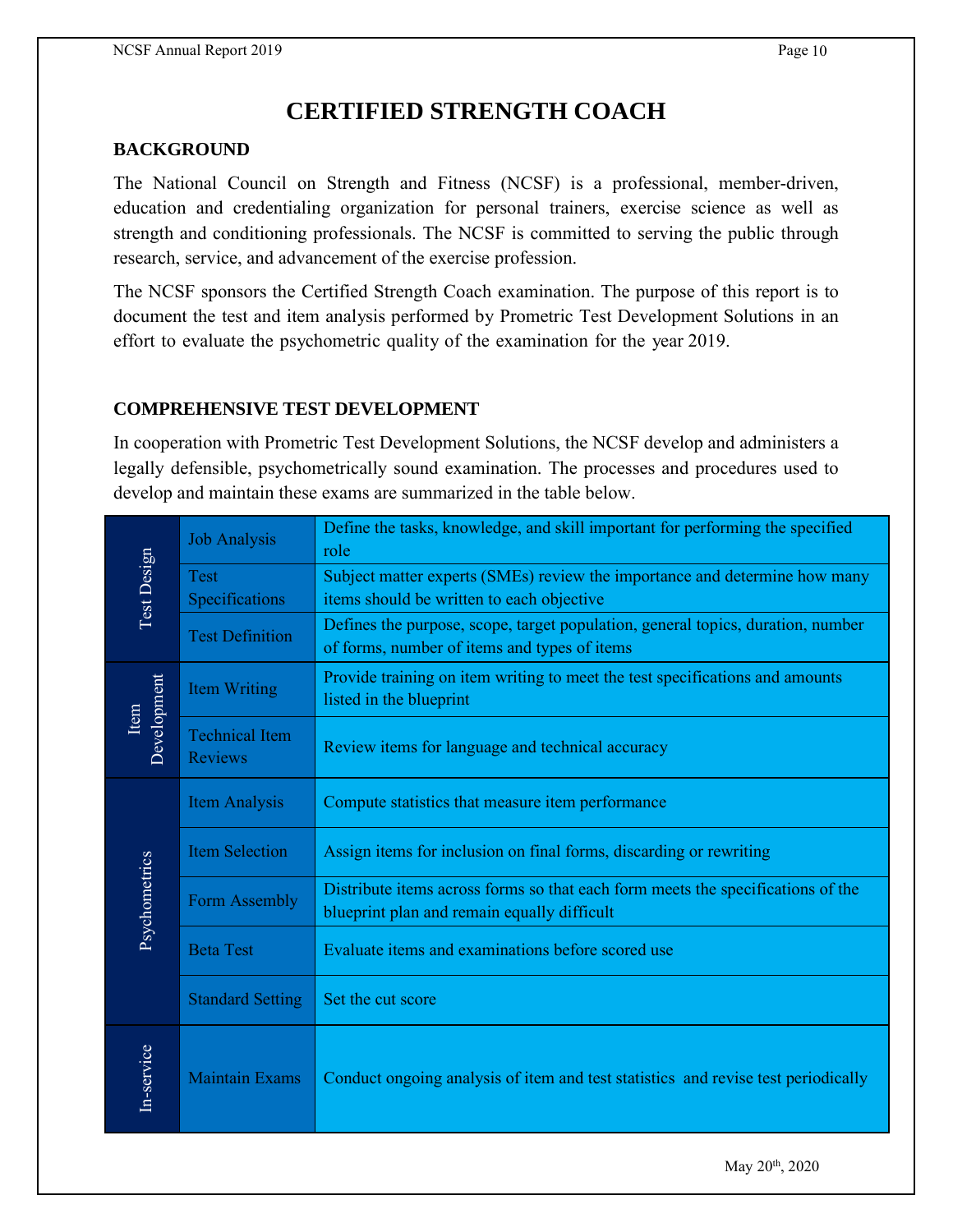# CERTIFIED STRENGTH COACH

## BACKGROUND

The National Council on Strength and Fitness (NCSF) is a professional, member-driven, education and credentialing organization for personal trainers, exercise science as well as strength and conditioning professionals. The NCSF is committed to serving the public through research, service, and advancement of the exercise profession.

The NCSF sponsors the Certified Strength Coach examination. The purpose of this report is to document the test and item analysis performed by Prometric Test Development Solutions in an effort to evaluate the psychometric quality of the examination for the year 2019.

## COMPREHENSIVE TEST DEVELOPMENT

In cooperation with Prometric Test Development Solutions, the NCSF develop and administers a legally defensible, psychometrically sound examination. The processes and procedures used to develop and maintain these exams are summarized in the table below.

| Phase | Step | Description |
|---|---|---|
| Test Design | Job Analysis | Define the tasks, knowledge, and skill important for performing the specified role |
| | Test Specifications | Subject matter experts (SMEs) review the importance and determine how many items should be written to each objective |
| | Test Definition | Defines the purpose, scope, target population, general topics, duration, number of forms, number of items and types of items |
| Item Development | Item Writing | Provide training on item writing to meet the test specifications and amounts listed in the blueprint |
| | Technical Item Reviews | Review items for language and technical accuracy |
| Psychometrics | Item Analysis | Compute statistics that measure item performance |
| | Item Selection | Assign items for inclusion on final forms, discarding or rewriting |
| | Form Assembly | Distribute items across forms so that each form meets the specifications of the blueprint plan and remain equally difficult |
| | Beta Test | Evaluate items and examinations before scored use |
| | Standard Setting | Set the cut score |
| In-service | Maintain Exams | Conduct ongoing analysis of item and test statistics and revise test periodically |

May 20th, 2020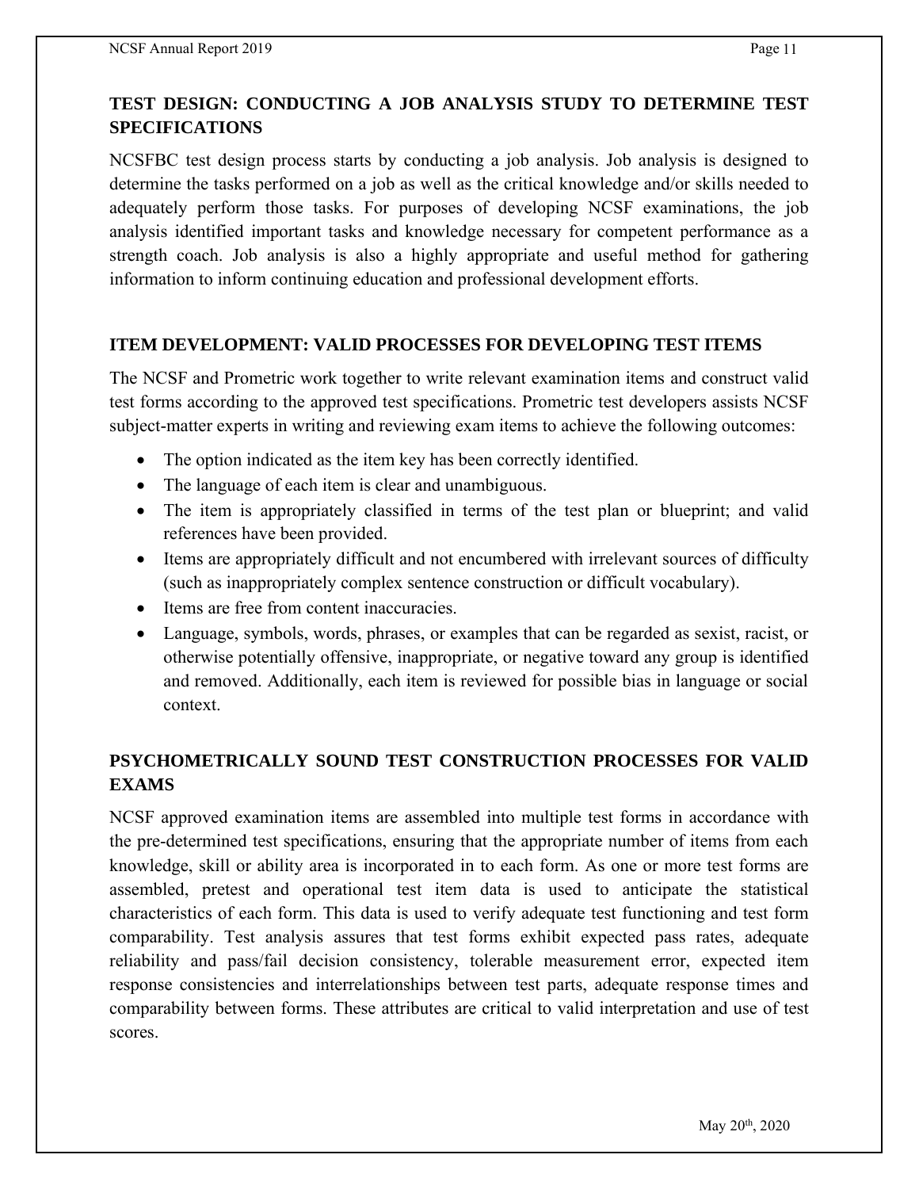## TEST DESIGN: CONDUCTING A JOB ANALYSIS STUDY TO DETERMINE TEST SPECIFICATIONS

NCSFBC test design process starts by conducting a job analysis. Job analysis is designed to determine the tasks performed on a job as well as the critical knowledge and/or skills needed to adequately perform those tasks. For purposes of developing NCSF examinations, the job analysis identified important tasks and knowledge necessary for competent performance as a strength coach. Job analysis is also a highly appropriate and useful method for gathering information to inform continuing education and professional development efforts.

## ITEM DEVELOPMENT: VALID PROCESSES FOR DEVELOPING TEST ITEMS

The NCSF and Prometric work together to write relevant examination items and construct valid test forms according to the approved test specifications. Prometric test developers assists NCSF subject-matter experts in writing and reviewing exam items to achieve the following outcomes:

- The option indicated as the item key has been correctly identified.
- The language of each item is clear and unambiguous.
- The item is appropriately classified in terms of the test plan or blueprint; and valid references have been provided.
- Items are appropriately difficult and not encumbered with irrelevant sources of difficulty (such as inappropriately complex sentence construction or difficult vocabulary).
- Items are free from content inaccuracies.
- Language, symbols, words, phrases, or examples that can be regarded as sexist, racist, or otherwise potentially offensive, inappropriate, or negative toward any group is identified and removed. Additionally, each item is reviewed for possible bias in language or social context.

## PSYCHOMETRICALLY SOUND TEST CONSTRUCTION PROCESSES FOR VALID EXAMS

NCSF approved examination items are assembled into multiple test forms in accordance with the pre-determined test specifications, ensuring that the appropriate number of items from each knowledge, skill or ability area is incorporated in to each form. As one or more test forms are assembled, pretest and operational test item data is used to anticipate the statistical characteristics of each form. This data is used to verify adequate test functioning and test form comparability. Test analysis assures that test forms exhibit expected pass rates, adequate reliability and pass/fail decision consistency, tolerable measurement error, expected item response consistencies and interrelationships between test parts, adequate response times and comparability between forms. These attributes are critical to valid interpretation and use of test scores.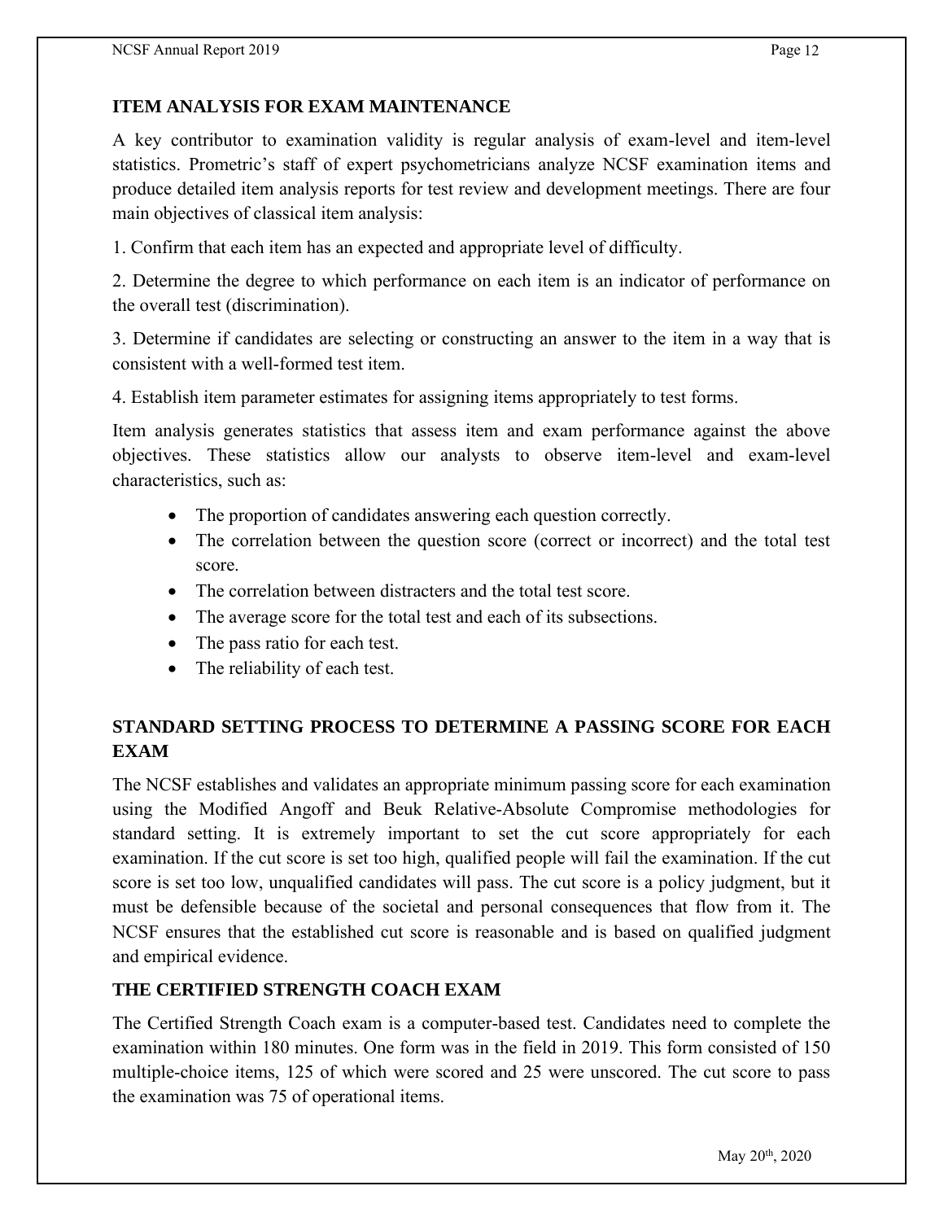## ITEM ANALYSIS FOR EXAM MAINTENANCE

A key contributor to examination validity is regular analysis of exam-level and item-level statistics. Prometric's staff of expert psychometricians analyze NCSF examination items and produce detailed item analysis reports for test review and development meetings. There are four main objectives of classical item analysis:

1. Confirm that each item has an expected and appropriate level of difficulty.

2. Determine the degree to which performance on each item is an indicator of performance on the overall test (discrimination).

3. Determine if candidates are selecting or constructing an answer to the item in a way that is consistent with a well-formed test item.

4. Establish item parameter estimates for assigning items appropriately to test forms.

Item analysis generates statistics that assess item and exam performance against the above objectives. These statistics allow our analysts to observe item-level and exam-level characteristics, such as:

- The proportion of candidates answering each question correctly.
- The correlation between the question score (correct or incorrect) and the total test score.
- The correlation between distracters and the total test score.
- The average score for the total test and each of its subsections.
- The pass ratio for each test.
- The reliability of each test.

## STANDARD SETTING PROCESS TO DETERMINE A PASSING SCORE FOR EACH EXAM

The NCSF establishes and validates an appropriate minimum passing score for each examination using the Modified Angoff and Beuk Relative-Absolute Compromise methodologies for standard setting. It is extremely important to set the cut score appropriately for each examination. If the cut score is set too high, qualified people will fail the examination. If the cut score is set too low, unqualified candidates will pass. The cut score is a policy judgment, but it must be defensible because of the societal and personal consequences that flow from it. The NCSF ensures that the established cut score is reasonable and is based on qualified judgment and empirical evidence.

## THE CERTIFIED STRENGTH COACH EXAM

The Certified Strength Coach exam is a computer-based test. Candidates need to complete the examination within 180 minutes. One form was in the field in 2019. This form consisted of 150 multiple-choice items, 125 of which were scored and 25 were unscored. The cut score to pass the examination was 75 of operational items.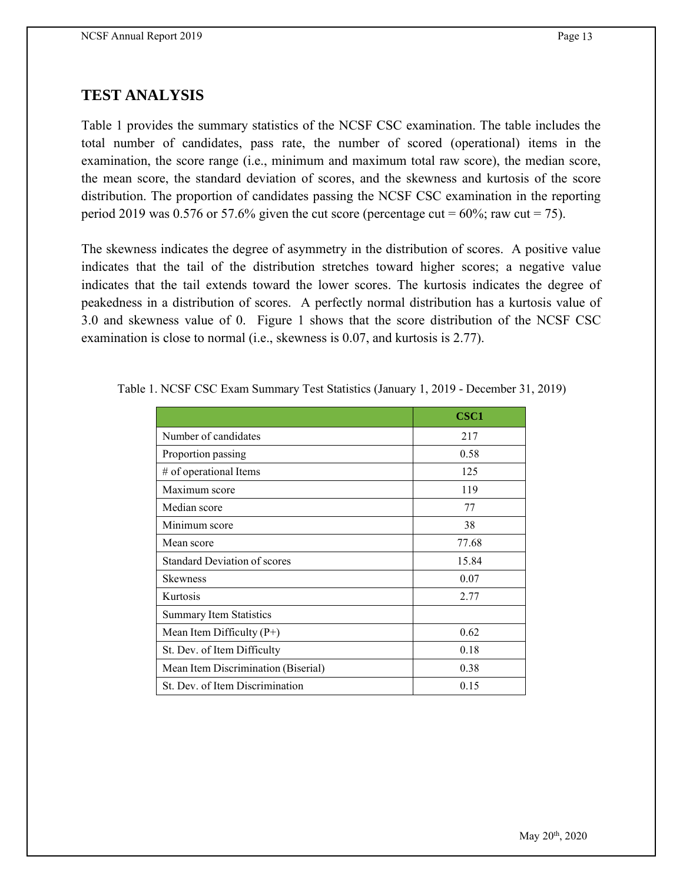## TEST ANALYSIS

Table 1 provides the summary statistics of the NCSF CSC examination. The table includes the total number of candidates, pass rate, the number of scored (operational) items in the examination, the score range (i.e., minimum and maximum total raw score), the median score, the mean score, the standard deviation of scores, and the skewness and kurtosis of the score distribution. The proportion of candidates passing the NCSF CSC examination in the reporting period 2019 was 0.576 or 57.6% given the cut score (percentage cut = 60%; raw cut = 75).

The skewness indicates the degree of asymmetry in the distribution of scores. A positive value indicates that the tail of the distribution stretches toward higher scores; a negative value indicates that the tail extends toward the lower scores. The kurtosis indicates the degree of peakedness in a distribution of scores. A perfectly normal distribution has a kurtosis value of 3.0 and skewness value of 0. Figure 1 shows that the score distribution of the NCSF CSC examination is close to normal (i.e., skewness is 0.07, and kurtosis is 2.77).

Table 1. NCSF CSC Exam Summary Test Statistics (January 1, 2019 - December 31, 2019)

| | **CSC1** |
|---|---|
| Number of candidates | 217 |
| Proportion passing | 0.58 |
| # of operational Items | 125 |
| Maximum score | 119 |
| Median score | 77 |
| Minimum score | 38 |
| Mean score | 77.68 |
| Standard Deviation of scores | 15.84 |
| Skewness | 0.07 |
| Kurtosis | 2.77 |
| Summary Item Statistics | |
| Mean Item Difficulty (P+) | 0.62 |
| St. Dev. of Item Difficulty | 0.18 |
| Mean Item Discrimination (Biserial) | 0.38 |
| St. Dev. of Item Discrimination | 0.15 |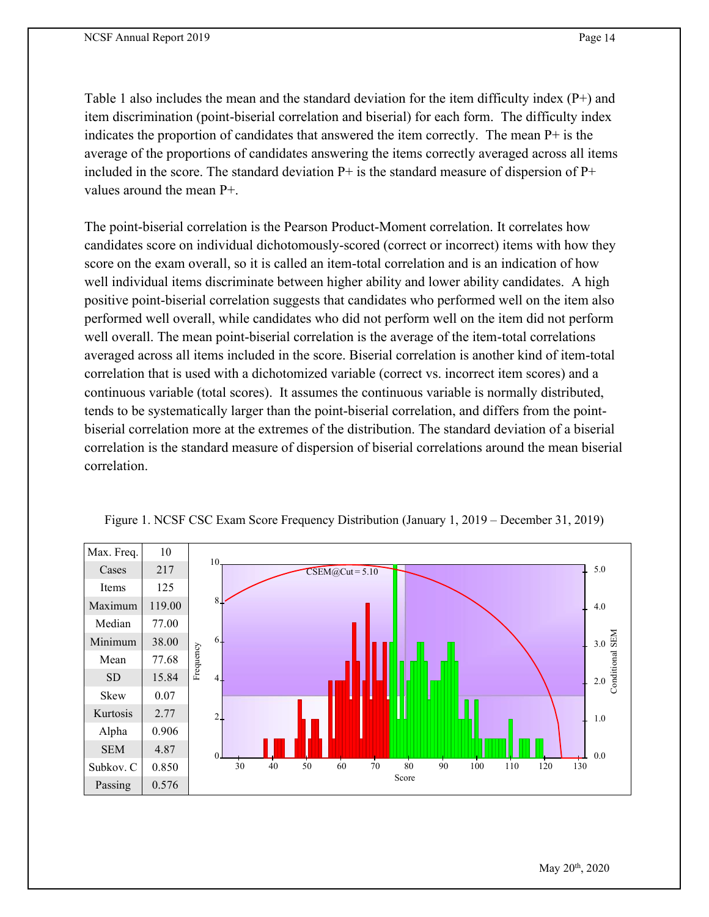Table 1 also includes the mean and the standard deviation for the item difficulty index (P+) and item discrimination (point-biserial correlation and biserial) for each form. The difficulty index indicates the proportion of candidates that answered the item correctly. The mean P+ is the average of the proportions of candidates answering the items correctly averaged across all items included in the score. The standard deviation P+ is the standard measure of dispersion of P+ values around the mean P+.

The point-biserial correlation is the Pearson Product-Moment correlation. It correlates how candidates score on individual dichotomously-scored (correct or incorrect) items with how they score on the exam overall, so it is called an item-total correlation and is an indication of how well individual items discriminate between higher ability and lower ability candidates. A high positive point-biserial correlation suggests that candidates who performed well on the item also performed well overall, while candidates who did not perform well on the item did not perform well overall. The mean point-biserial correlation is the average of the item-total correlations averaged across all items included in the score. Biserial correlation is another kind of item-total correlation that is used with a dichotomized variable (correct vs. incorrect item scores) and a continuous variable (total scores). It assumes the continuous variable is normally distributed, tends to be systematically larger than the point-biserial correlation, and differs from the point-biserial correlation more at the extremes of the distribution. The standard deviation of a biserial correlation is the standard measure of dispersion of biserial correlations around the mean biserial correlation.

Figure 1. NCSF CSC Exam Score Frequency Distribution (January 1, 2019 – December 31, 2019)

| Statistic | Value |
|---|---|
| Max. Freq. | 10 |
| Cases | 217 |
| Items | 125 |
| Maximum | 119.00 |
| Median | 77.00 |
| Minimum | 38.00 |
| Mean | 77.68 |
| SD | 15.84 |
| Skew | 0.07 |
| Kurtosis | 2.77 |
| Alpha | 0.906 |
| SEM | 4.87 |
| Subkov. C | 0.850 |
| Passing | 0.576 |

May 20th, 2020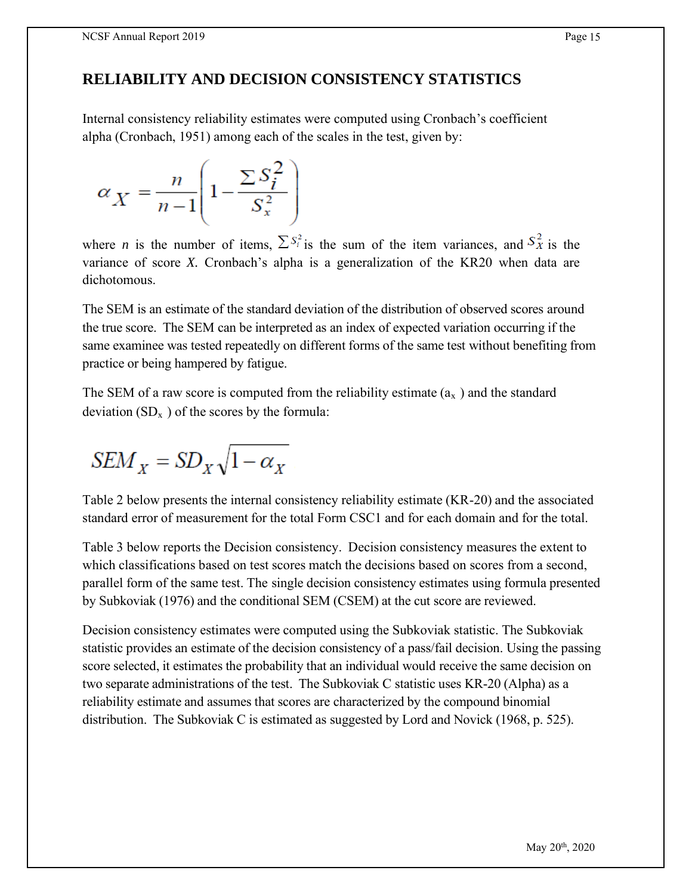## RELIABILITY AND DECISION CONSISTENCY STATISTICS

Internal consistency reliability estimates were computed using Cronbach's coefficient alpha (Cronbach, 1951) among each of the scales in the test, given by:

$$\alpha_X = \frac{n}{n-1}\left(1 - \frac{\sum S_i^2}{S_x^2}\right)$$

where *n* is the number of items, $\sum S_i^2$ is the sum of the item variances, and $S_X^2$ is the variance of score *X*. Cronbach's alpha is a generalization of the KR20 when data are dichotomous.

The SEM is an estimate of the standard deviation of the distribution of observed scores around the true score. The SEM can be interpreted as an index of expected variation occurring if the same examinee was tested repeatedly on different forms of the same test without benefiting from practice or being hampered by fatigue.

The SEM of a raw score is computed from the reliability estimate ($a_x$) and the standard deviation ($SD_x$) of the scores by the formula:

$$SEM_X = SD_X\sqrt{1 - \alpha_X}$$

Table 2 below presents the internal consistency reliability estimate (KR-20) and the associated standard error of measurement for the total Form CSC1 and for each domain and for the total.

Table 3 below reports the Decision consistency. Decision consistency measures the extent to which classifications based on test scores match the decisions based on scores from a second, parallel form of the same test. The single decision consistency estimates using formula presented by Subkoviak (1976) and the conditional SEM (CSEM) at the cut score are reviewed.

Decision consistency estimates were computed using the Subkoviak statistic. The Subkoviak statistic provides an estimate of the decision consistency of a pass/fail decision. Using the passing score selected, it estimates the probability that an individual would receive the same decision on two separate administrations of the test. The Subkoviak C statistic uses KR-20 (Alpha) as a reliability estimate and assumes that scores are characterized by the compound binomial distribution. The Subkoviak C is estimated as suggested by Lord and Novick (1968, p. 525).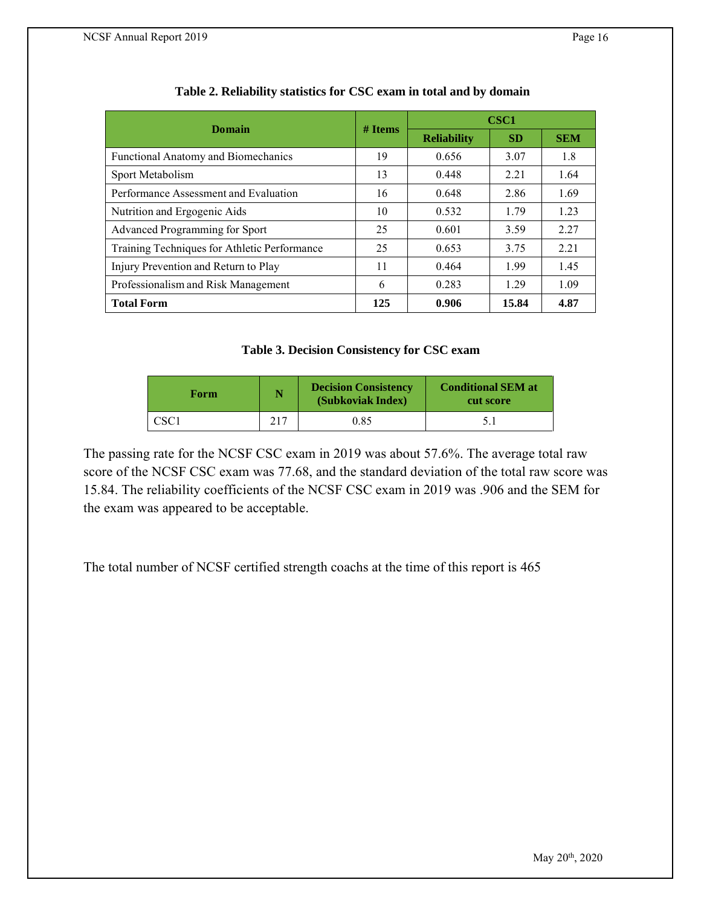**Table 2. Reliability statistics for CSC exam in total and by domain**

| Domain | # Items | CSC1 | | |
|---|---|---|---|---|
| | | Reliability | SD | SEM |
| Functional Anatomy and Biomechanics | 19 | 0.656 | 3.07 | 1.8 |
| Sport Metabolism | 13 | 0.448 | 2.21 | 1.64 |
| Performance Assessment and Evaluation | 16 | 0.648 | 2.86 | 1.69 |
| Nutrition and Ergogenic Aids | 10 | 0.532 | 1.79 | 1.23 |
| Advanced Programming for Sport | 25 | 0.601 | 3.59 | 2.27 |
| Training Techniques for Athletic Performance | 25 | 0.653 | 3.75 | 2.21 |
| Injury Prevention and Return to Play | 11 | 0.464 | 1.99 | 1.45 |
| Professionalism and Risk Management | 6 | 0.283 | 1.29 | 1.09 |
| **Total Form** | **125** | **0.906** | **15.84** | **4.87** |

**Table 3. Decision Consistency for CSC exam**

| Form | N | Decision Consistency (Subkoviak Index) | Conditional SEM at cut score |
|---|---|---|---|
| CSC1 | 217 | 0.85 | 5.1 |

The passing rate for the NCSF CSC exam in 2019 was about 57.6%. The average total raw score of the NCSF CSC exam was 77.68, and the standard deviation of the total raw score was 15.84. The reliability coefficients of the NCSF CSC exam in 2019 was .906 and the SEM for the exam was appeared to be acceptable.

The total number of NCSF certified strength coachs at the time of this report is 465

May 20th, 2020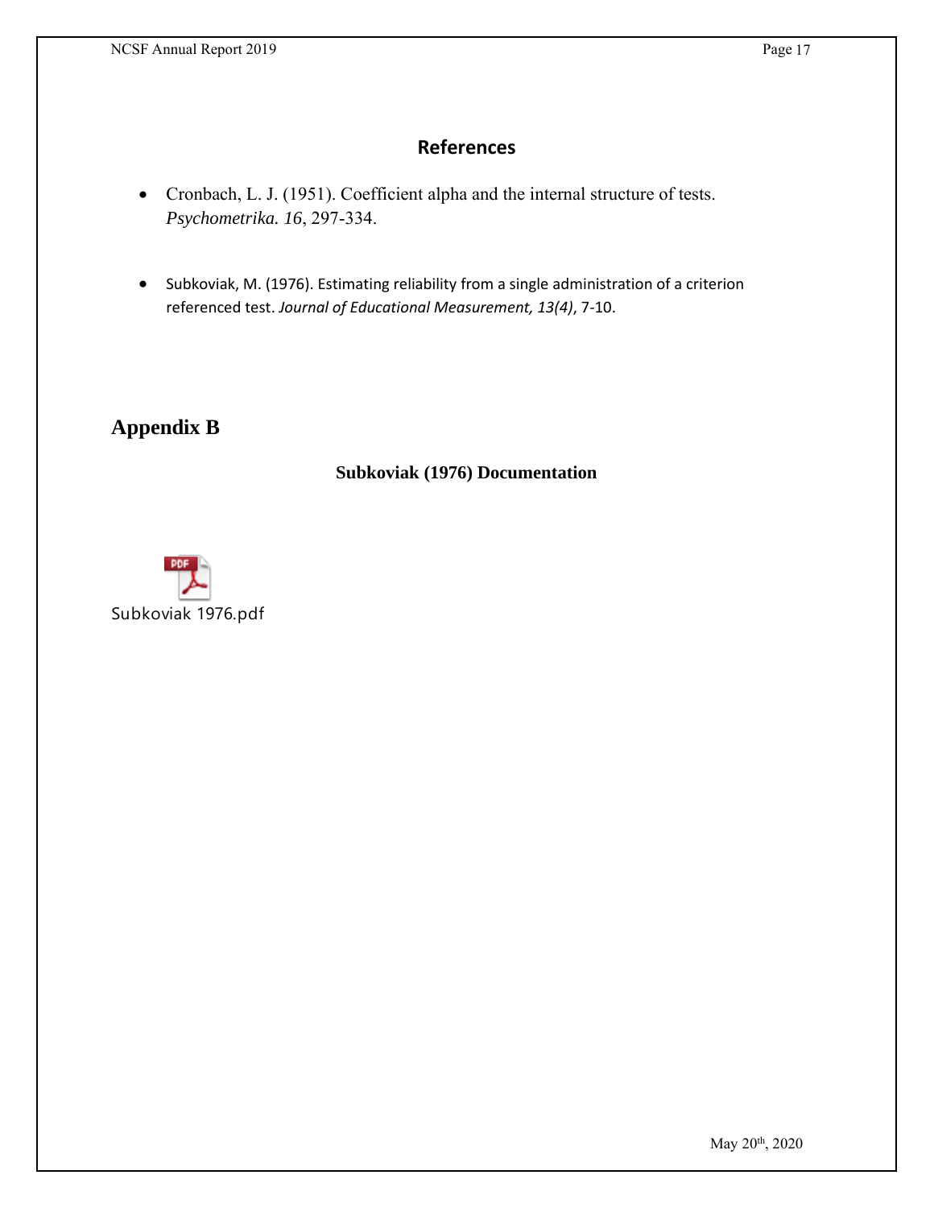## References

- Cronbach, L. J. (1951). Coefficient alpha and the internal structure of tests. *Psychometrika. 16*, 297-334.

- Subkoviak, M. (1976). Estimating reliability from a single administration of a criterion referenced test. *Journal of Educational Measurement, 13(4)*, 7-10.

# Appendix B

**Subkoviak (1976) Documentation**

Subkoviak 1976.pdf